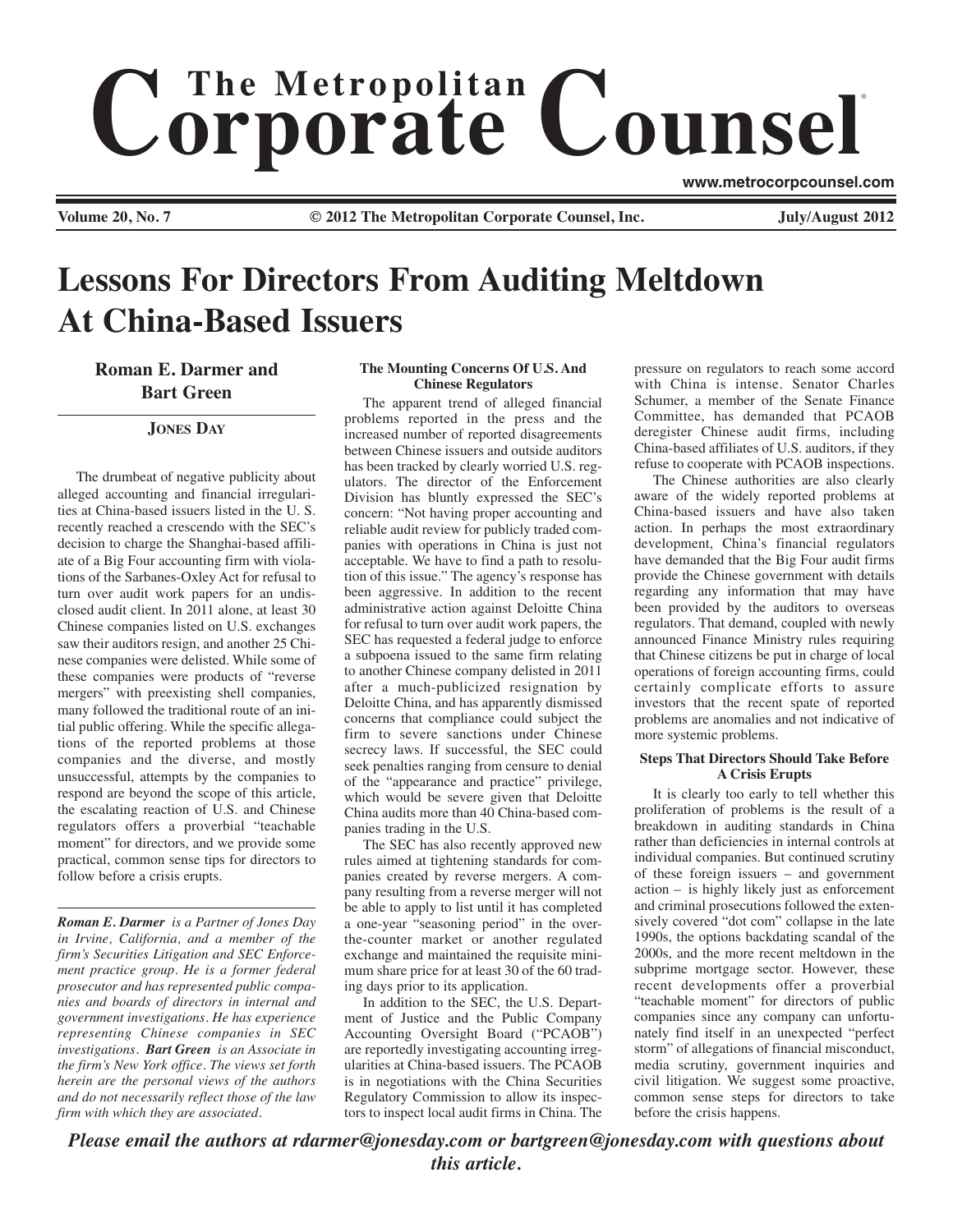# The Metropolitan Corporate Counsel

www.metrocorpcounsel.com

**Volume 20, No. 7** | **© 2012 The Metropolitan Corporate Counsel, Inc.** | **July/August 2012**

# Lessons For Directors From Auditing Meltdown At China-Based Issuers

**Roman E. Darmer and Bart Green**

**JONES DAY**

The drumbeat of negative publicity about alleged accounting and financial irregularities at China-based issuers listed in the U. S. recently reached a crescendo with the SEC's decision to charge the Shanghai-based affiliate of a Big Four accounting firm with violations of the Sarbanes-Oxley Act for refusal to turn over audit work papers for an undisclosed audit client. In 2011 alone, at least 30 Chinese companies listed on U.S. exchanges saw their auditors resign, and another 25 Chinese companies were delisted. While some of these companies were products of "reverse mergers" with preexisting shell companies, many followed the traditional route of an initial public offering. While the specific allegations of the reported problems at those companies and the diverse, and mostly unsuccessful, attempts by the companies to respond are beyond the scope of this article, the escalating reaction of U.S. and Chinese regulators offers a proverbial "teachable moment" for directors, and we provide some practical, common sense tips for directors to follow before a crisis erupts.

*__Roman E. Darmer__ is a Partner of Jones Day in Irvine, California, and a member of the firm's Securities Litigation and SEC Enforcement practice group. He is a former federal prosecutor and has represented public companies and boards of directors in internal and government investigations. He has experience representing Chinese companies in SEC investigations. __Bart Green__ is an Associate in the firm's New York office. The views set forth herein are the personal views of the authors and do not necessarily reflect those of the law firm with which they are associated.*

### The Mounting Concerns Of U.S. And Chinese Regulators

The apparent trend of alleged financial problems reported in the press and the increased number of reported disagreements between Chinese issuers and outside auditors has been tracked by clearly worried U.S. regulators. The director of the Enforcement Division has bluntly expressed the SEC's concern: "Not having proper accounting and reliable audit review for publicly traded companies with operations in China is just not acceptable. We have to find a path to resolution of this issue." The agency's response has been aggressive. In addition to the recent administrative action against Deloitte China for refusal to turn over audit work papers, the SEC has requested a federal judge to enforce a subpoena issued to the same firm relating to another Chinese company delisted in 2011 after a much-publicized resignation by Deloitte China, and has apparently dismissed concerns that compliance could subject the firm to severe sanctions under Chinese secrecy laws. If successful, the SEC could seek penalties ranging from censure to denial of the "appearance and practice" privilege, which would be severe given that Deloitte China audits more than 40 China-based companies trading in the U.S.

The SEC has also recently approved new rules aimed at tightening standards for companies created by reverse mergers. A company resulting from a reverse merger will not be able to apply to list until it has completed a one-year "seasoning period" in the over-the-counter market or another regulated exchange and maintained the requisite minimum share price for at least 30 of the 60 trading days prior to its application.

In addition to the SEC, the U.S. Department of Justice and the Public Company Accounting Oversight Board ("PCAOB") are reportedly investigating accounting irregularities at China-based issuers. The PCAOB is in negotiations with the China Securities Regulatory Commission to allow its inspectors to inspect local audit firms in China. The pressure on regulators to reach some accord with China is intense. Senator Charles Schumer, a member of the Senate Finance Committee, has demanded that PCAOB deregister Chinese audit firms, including China-based affiliates of U.S. auditors, if they refuse to cooperate with PCAOB inspections.

The Chinese authorities are also clearly aware of the widely reported problems at China-based issuers and have also taken action. In perhaps the most extraordinary development, China's financial regulators have demanded that the Big Four audit firms provide the Chinese government with details regarding any information that may have been provided by the auditors to overseas regulators. That demand, coupled with newly announced Finance Ministry rules requiring that Chinese citizens be put in charge of local operations of foreign accounting firms, could certainly complicate efforts to assure investors that the recent spate of reported problems are anomalies and not indicative of more systemic problems.

### Steps That Directors Should Take Before A Crisis Erupts

It is clearly too early to tell whether this proliferation of problems is the result of a breakdown in auditing standards in China rather than deficiencies in internal controls at individual companies. But continued scrutiny of these foreign issuers – and government action – is highly likely just as enforcement and criminal prosecutions followed the extensively covered "dot com" collapse in the late 1990s, the options backdating scandal of the 2000s, and the more recent meltdown in the subprime mortgage sector. However, these recent developments offer a proverbial "teachable moment" for directors of public companies since any company can unfortunately find itself in an unexpected "perfect storm" of allegations of financial misconduct, media scrutiny, government inquiries and civil litigation. We suggest some proactive, common sense steps for directors to take before the crisis happens.

***Please email the authors at rdarmer@jonesday.com or bartgreen@jonesday.com with questions about this article.***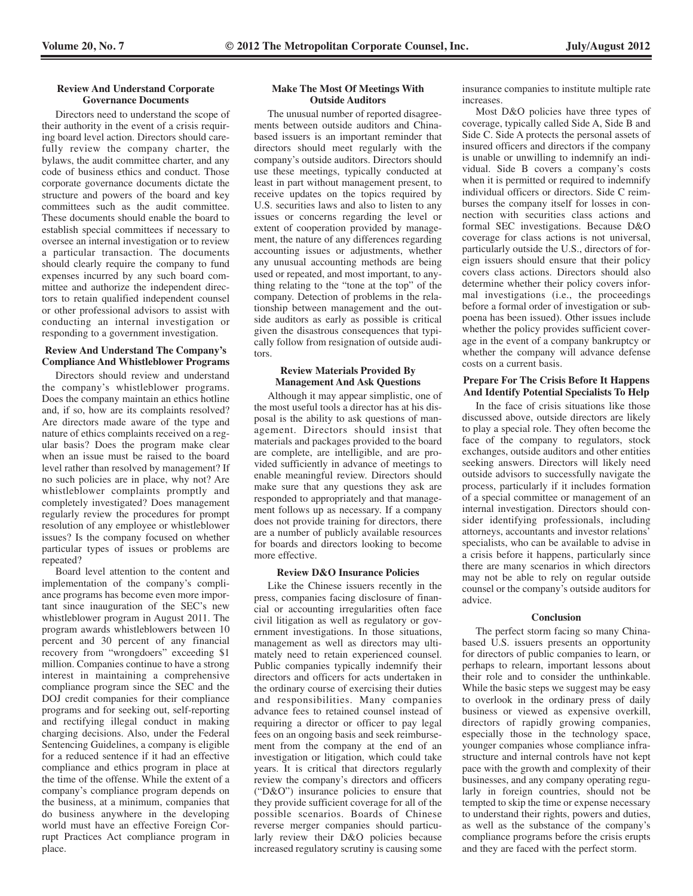### Review And Understand Corporate Governance Documents

Directors need to understand the scope of their authority in the event of a crisis requiring board level action. Directors should carefully review the company charter, the bylaws, the audit committee charter, and any code of business ethics and conduct. Those corporate governance documents dictate the structure and powers of the board and key committees such as the audit committee. These documents should enable the board to establish special committees if necessary to oversee an internal investigation or to review a particular transaction. The documents should clearly require the company to fund expenses incurred by any such board committee and authorize the independent directors to retain qualified independent counsel or other professional advisors to assist with conducting an internal investigation or responding to a government investigation.

### Review And Understand The Company's Compliance And Whistleblower Programs

Directors should review and understand the company's whistleblower programs. Does the company maintain an ethics hotline and, if so, how are its complaints resolved? Are directors made aware of the type and nature of ethics complaints received on a regular basis? Does the program make clear when an issue must be raised to the board level rather than resolved by management? If no such policies are in place, why not? Are whistleblower complaints promptly and completely investigated? Does management regularly review the procedures for prompt resolution of any employee or whistleblower issues? Is the company focused on whether particular types of issues or problems are repeated?

Board level attention to the content and implementation of the company's compliance programs has become even more important since inauguration of the SEC's new whistleblower program in August 2011. The program awards whistleblowers between 10 percent and 30 percent of any financial recovery from "wrongdoers" exceeding $1 million. Companies continue to have a strong interest in maintaining a comprehensive compliance program since the SEC and the DOJ credit companies for their compliance programs and for seeking out, self-reporting and rectifying illegal conduct in making charging decisions. Also, under the Federal Sentencing Guidelines, a company is eligible for a reduced sentence if it had an effective compliance and ethics program in place at the time of the offense. While the extent of a company's compliance program depends on the business, at a minimum, companies that do business anywhere in the developing world must have an effective Foreign Corrupt Practices Act compliance program in place.

### Make The Most Of Meetings With Outside Auditors

The unusual number of reported disagreements between outside auditors and China-based issuers is an important reminder that directors should meet regularly with the company's outside auditors. Directors should use these meetings, typically conducted at least in part without management present, to receive updates on the topics required by U.S. securities laws and also to listen to any issues or concerns regarding the level or extent of cooperation provided by management, the nature of any differences regarding accounting issues or adjustments, whether any unusual accounting methods are being used or repeated, and most important, to anything relating to the "tone at the top" of the company. Detection of problems in the relationship between management and the outside auditors as early as possible is critical given the disastrous consequences that typically follow from resignation of outside auditors.

### Review Materials Provided By Management And Ask Questions

Although it may appear simplistic, one of the most useful tools a director has at his disposal is the ability to ask questions of management. Directors should insist that materials and packages provided to the board are complete, are intelligible, and are provided sufficiently in advance of meetings to enable meaningful review. Directors should make sure that any questions they ask are responded to appropriately and that management follows up as necessary. If a company does not provide training for directors, there are a number of publicly available resources for boards and directors looking to become more effective.

### Review D&O Insurance Policies

Like the Chinese issuers recently in the press, companies facing disclosure of financial or accounting irregularities often face civil litigation as well as regulatory or government investigations. In those situations, management as well as directors may ultimately need to retain experienced counsel. Public companies typically indemnify their directors and officers for acts undertaken in the ordinary course of exercising their duties and responsibilities. Many companies advance fees to retained counsel instead of requiring a director or officer to pay legal fees on an ongoing basis and seek reimbursement from the company at the end of an investigation or litigation, which could take years. It is critical that directors regularly review the company's directors and officers ("D&O") insurance policies to ensure that they provide sufficient coverage for all of the possible scenarios. Boards of Chinese reverse merger companies should particularly review their D&O policies because increased regulatory scrutiny is causing some insurance companies to institute multiple rate increases.

Most D&O policies have three types of coverage, typically called Side A, Side B and Side C. Side A protects the personal assets of insured officers and directors if the company is unable or unwilling to indemnify an individual. Side B covers a company's costs when it is permitted or required to indemnify individual officers or directors. Side C reimburses the company itself for losses in connection with securities class actions and formal SEC investigations. Because D&O coverage for class actions is not universal, particularly outside the U.S., directors of foreign issuers should ensure that their policy covers class actions. Directors should also determine whether their policy covers informal investigations (i.e., the proceedings before a formal order of investigation or subpoena has been issued). Other issues include whether the policy provides sufficient coverage in the event of a company bankruptcy or whether the company will advance defense costs on a current basis.

### Prepare For The Crisis Before It Happens And Identify Potential Specialists To Help

In the face of crisis situations like those discussed above, outside directors are likely to play a special role. They often become the face of the company to regulators, stock exchanges, outside auditors and other entities seeking answers. Directors will likely need outside advisors to successfully navigate the process, particularly if it includes formation of a special committee or management of an internal investigation. Directors should consider identifying professionals, including attorneys, accountants and investor relations' specialists, who can be available to advise in a crisis before it happens, particularly since there are many scenarios in which directors may not be able to rely on regular outside counsel or the company's outside auditors for advice.

### Conclusion

The perfect storm facing so many China-based U.S. issuers presents an opportunity for directors of public companies to learn, or perhaps to relearn, important lessons about their role and to consider the unthinkable. While the basic steps we suggest may be easy to overlook in the ordinary press of daily business or viewed as expensive overkill, directors of rapidly growing companies, especially those in the technology space, younger companies whose compliance infrastructure and internal controls have not kept pace with the growth and complexity of their businesses, and any company operating regularly in foreign countries, should not be tempted to skip the time or expense necessary to understand their rights, powers and duties, as well as the substance of the company's compliance programs before the crisis erupts and they are faced with the perfect storm.